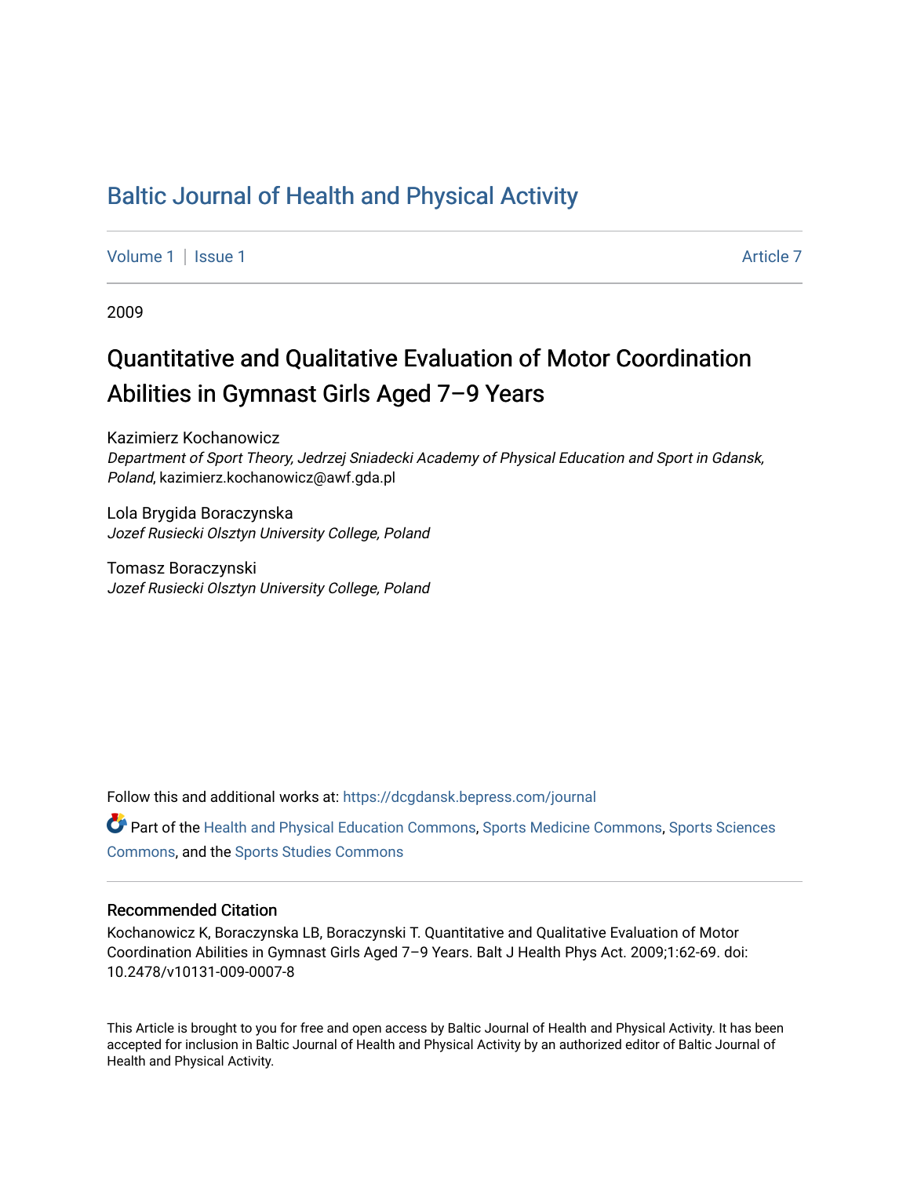# Baltic Journal of Health and Physical Activity

Volume 1 | Issue 1 | Article 7

2009

## Quantitative and Qualitative Evaluation of Motor Coordination Abilities in Gymnast Girls Aged 7–9 Years

Kazimierz Kochanowicz
*Department of Sport Theory, Jedrzej Sniadecki Academy of Physical Education and Sport in Gdansk, Poland*, kazimierz.kochanowicz@awf.gda.pl

Lola Brygida Boraczynska
*Jozef Rusiecki Olsztyn University College, Poland*

Tomasz Boraczynski
*Jozef Rusiecki Olsztyn University College, Poland*

Follow this and additional works at: https://dcgdansk.bepress.com/journal

Part of the Health and Physical Education Commons, Sports Medicine Commons, Sports Sciences Commons, and the Sports Studies Commons

### Recommended Citation

Kochanowicz K, Boraczynska LB, Boraczynski T. Quantitative and Qualitative Evaluation of Motor Coordination Abilities in Gymnast Girls Aged 7–9 Years. Balt J Health Phys Act. 2009;1:62-69. doi: 10.2478/v10131-009-0007-8

This Article is brought to you for free and open access by Baltic Journal of Health and Physical Activity. It has been accepted for inclusion in Baltic Journal of Health and Physical Activity by an authorized editor of Baltic Journal of Health and Physical Activity.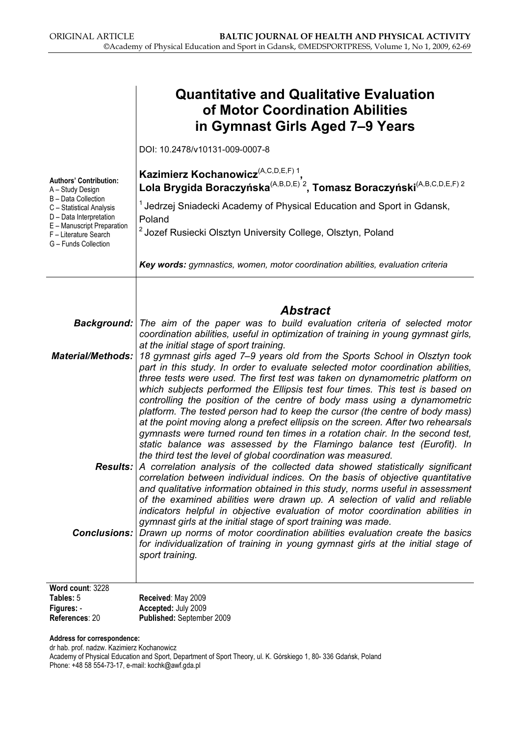ORIGINAL ARTICLE

# Quantitative and Qualitative Evaluation of Motor Coordination Abilities in Gymnast Girls Aged 7–9 Years

DOI: 10.2478/v10131-009-0007-8

**Kazimierz Kochanowicz**(A,C,D,E,F) [1], **Lola Brygida Boraczyńska**(A,B,D,E) [2], **Tomasz Boraczyński**(A,B,C,D,E,F) [2]

[1] Jedrzej Sniadecki Academy of Physical Education and Sport in Gdansk, Poland

[2] Jozef Rusiecki Olsztyn University College, Olsztyn, Poland

**Authors' Contribution:**
A – Study Design
B – Data Collection
C – Statistical Analysis
D – Data Interpretation
E – Manuscript Preparation
F – Literature Search
G – Funds Collection

***Key words:*** *gymnastics, women, motor coordination abilities, evaluation criteria*

## *Abstract*

***Background:*** *The aim of the paper was to build evaluation criteria of selected motor coordination abilities, useful in optimization of training in young gymnast girls, at the initial stage of sport training.*

***Material/Methods:*** *18 gymnast girls aged 7–9 years old from the Sports School in Olsztyn took part in this study. In order to evaluate selected motor coordination abilities, three tests were used. The first test was taken on dynamometric platform on which subjects performed the Ellipsis test four times. This test is based on controlling the position of the centre of body mass using a dynamometric platform. The tested person had to keep the cursor (the centre of body mass) at the point moving along a prefect ellipsis on the screen. After two rehearsals gymnasts were turned round ten times in a rotation chair. In the second test, static balance was assessed by the Flamingo balance test (Eurofit). In the third test the level of global coordination was measured.*

***Results:*** *A correlation analysis of the collected data showed statistically significant correlation between individual indices. On the basis of objective quantitative and qualitative information obtained in this study, norms useful in assessment of the examined abilities were drawn up. A selection of valid and reliable indicators helpful in objective evaluation of motor coordination abilities in gymnast girls at the initial stage of sport training was made.*

***Conclusions:*** *Drawn up norms of motor coordination abilities evaluation create the basics for individualization of training in young gymnast girls at the initial stage of sport training.*

**Word count**: 3228
**Tables:** 5
**Figures:** -
**References**: 20

**Received**: May 2009
**Accepted:** July 2009
**Published:** September 2009

**Address for correspondence:**
dr hab. prof. nadzw. Kazimierz Kochanowicz
Academy of Physical Education and Sport, Department of Sport Theory, ul. K. Górskiego 1, 80- 336 Gdańsk, Poland
Phone: +48 58 554-73-17, e-mail: kochk@awf.gda.pl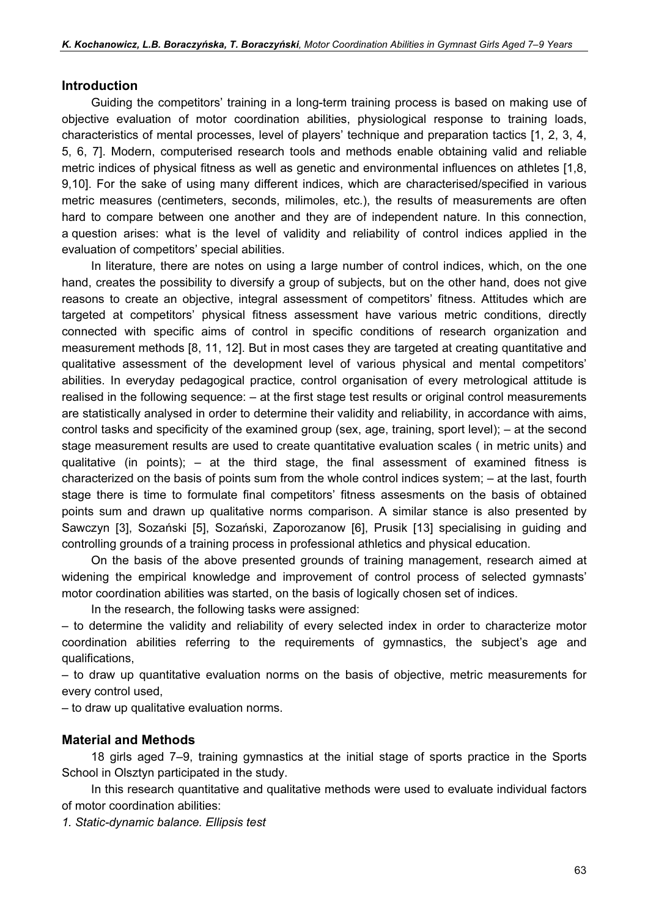## Introduction

Guiding the competitors' training in a long-term training process is based on making use of objective evaluation of motor coordination abilities, physiological response to training loads, characteristics of mental processes, level of players' technique and preparation tactics [1, 2, 3, 4, 5, 6, 7]. Modern, computerised research tools and methods enable obtaining valid and reliable metric indices of physical fitness as well as genetic and environmental influences on athletes [1,8, 9,10]. For the sake of using many different indices, which are characterised/specified in various metric measures (centimeters, seconds, milimoles, etc.), the results of measurements are often hard to compare between one another and they are of independent nature. In this connection, a question arises: what is the level of validity and reliability of control indices applied in the evaluation of competitors' special abilities.

In literature, there are notes on using a large number of control indices, which, on the one hand, creates the possibility to diversify a group of subjects, but on the other hand, does not give reasons to create an objective, integral assessment of competitors' fitness. Attitudes which are targeted at competitors' physical fitness assessment have various metric conditions, directly connected with specific aims of control in specific conditions of research organization and measurement methods [8, 11, 12]. But in most cases they are targeted at creating quantitative and qualitative assessment of the development level of various physical and mental competitors' abilities. In everyday pedagogical practice, control organisation of every metrological attitude is realised in the following sequence: – at the first stage test results or original control measurements are statistically analysed in order to determine their validity and reliability, in accordance with aims, control tasks and specificity of the examined group (sex, age, training, sport level); – at the second stage measurement results are used to create quantitative evaluation scales ( in metric units) and qualitative (in points); – at the third stage, the final assessment of examined fitness is characterized on the basis of points sum from the whole control indices system; – at the last, fourth stage there is time to formulate final competitors' fitness assesments on the basis of obtained points sum and drawn up qualitative norms comparison. A similar stance is also presented by Sawczyn [3], Sozański [5], Sozański, Zaporozanow [6], Prusik [13] specialising in guiding and controlling grounds of a training process in professional athletics and physical education.

On the basis of the above presented grounds of training management, research aimed at widening the empirical knowledge and improvement of control process of selected gymnasts' motor coordination abilities was started, on the basis of logically chosen set of indices.

In the research, the following tasks were assigned:

– to determine the validity and reliability of every selected index in order to characterize motor coordination abilities referring to the requirements of gymnastics, the subject's age and qualifications,

– to draw up quantitative evaluation norms on the basis of objective, metric measurements for every control used,

– to draw up qualitative evaluation norms.

## Material and Methods

18 girls aged 7–9, training gymnastics at the initial stage of sports practice in the Sports School in Olsztyn participated in the study.

In this research quantitative and qualitative methods were used to evaluate individual factors of motor coordination abilities:

*1. Static-dynamic balance. Ellipsis test*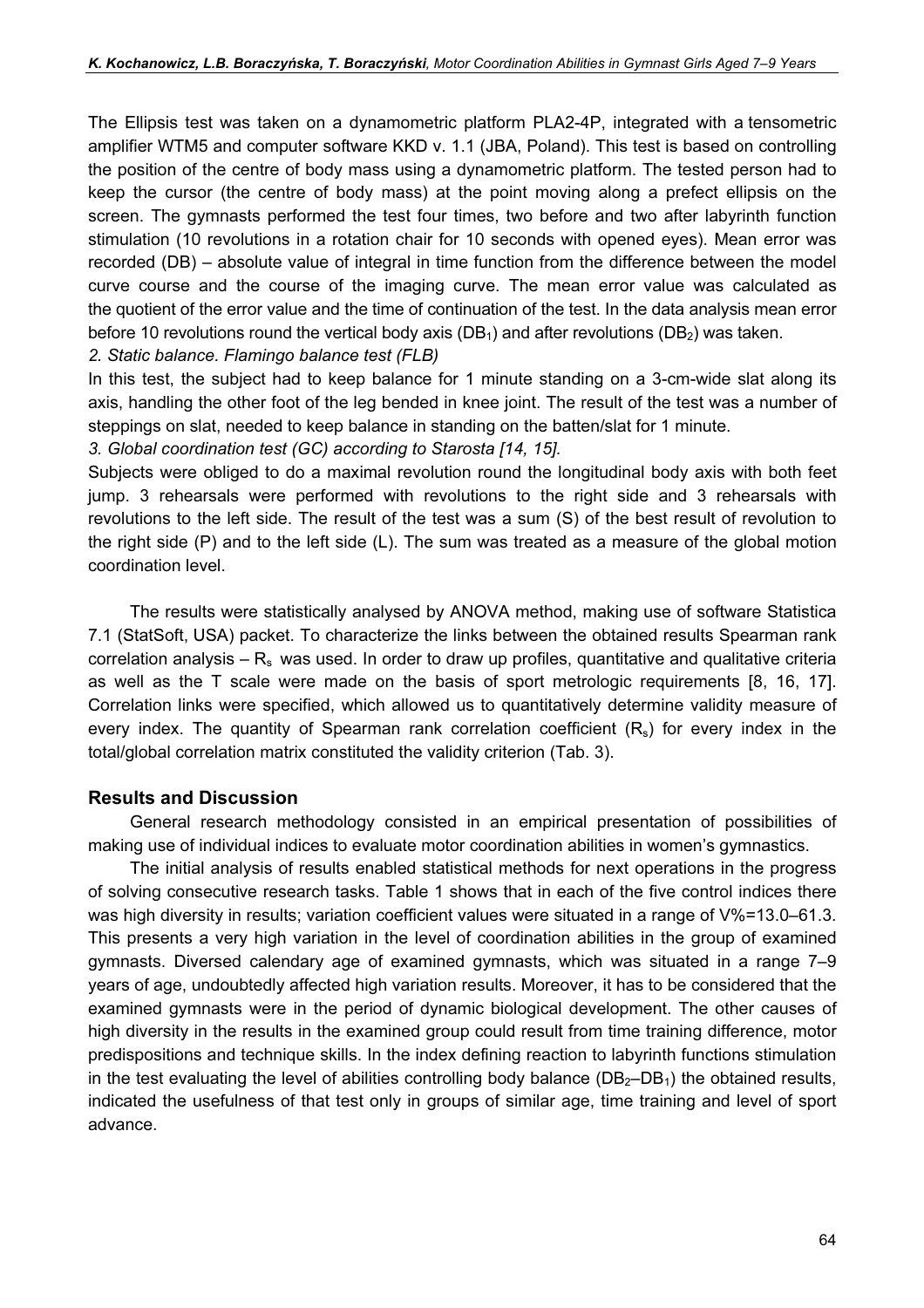The Ellipsis test was taken on a dynamometric platform PLA2-4P, integrated with a tensometric amplifier WTM5 and computer software KKD v. 1.1 (JBA, Poland). This test is based on controlling the position of the centre of body mass using a dynamometric platform. The tested person had to keep the cursor (the centre of body mass) at the point moving along a prefect ellipsis on the screen. The gymnasts performed the test four times, two before and two after labyrinth function stimulation (10 revolutions in a rotation chair for 10 seconds with opened eyes). Mean error was recorded (DB) – absolute value of integral in time function from the difference between the model curve course and the course of the imaging curve. The mean error value was calculated as the quotient of the error value and the time of continuation of the test. In the data analysis mean error before 10 revolutions round the vertical body axis ($DB_1$) and after revolutions ($DB_2$) was taken.

*2. Static balance. Flamingo balance test (FLB)*

In this test, the subject had to keep balance for 1 minute standing on a 3-cm-wide slat along its axis, handling the other foot of the leg bended in knee joint. The result of the test was a number of steppings on slat, needed to keep balance in standing on the batten/slat for 1 minute.

*3. Global coordination test (GC) according to Starosta [14, 15].*

Subjects were obliged to do a maximal revolution round the longitudinal body axis with both feet jump. 3 rehearsals were performed with revolutions to the right side and 3 rehearsals with revolutions to the left side. The result of the test was a sum (S) of the best result of revolution to the right side (P) and to the left side (L). The sum was treated as a measure of the global motion coordination level.

The results were statistically analysed by ANOVA method, making use of software Statistica 7.1 (StatSoft, USA) packet. To characterize the links between the obtained results Spearman rank correlation analysis – $R_s$ was used. In order to draw up profiles, quantitative and qualitative criteria as well as the T scale were made on the basis of sport metrologic requirements [8, 16, 17]. Correlation links were specified, which allowed us to quantitatively determine validity measure of every index. The quantity of Spearman rank correlation coefficient ($R_s$) for every index in the total/global correlation matrix constituted the validity criterion (Tab. 3).

## Results and Discussion

General research methodology consisted in an empirical presentation of possibilities of making use of individual indices to evaluate motor coordination abilities in women's gymnastics.

The initial analysis of results enabled statistical methods for next operations in the progress of solving consecutive research tasks. Table 1 shows that in each of the five control indices there was high diversity in results; variation coefficient values were situated in a range of V%=13.0–61.3. This presents a very high variation in the level of coordination abilities in the group of examined gymnasts. Diversed calendary age of examined gymnasts, which was situated in a range 7–9 years of age, undoubtedly affected high variation results. Moreover, it has to be considered that the examined gymnasts were in the period of dynamic biological development. The other causes of high diversity in the results in the examined group could result from time training difference, motor predispositions and technique skills. In the index defining reaction to labyrinth functions stimulation in the test evaluating the level of abilities controlling body balance ($DB_2$–$DB_1$) the obtained results, indicated the usefulness of that test only in groups of similar age, time training and level of sport advance.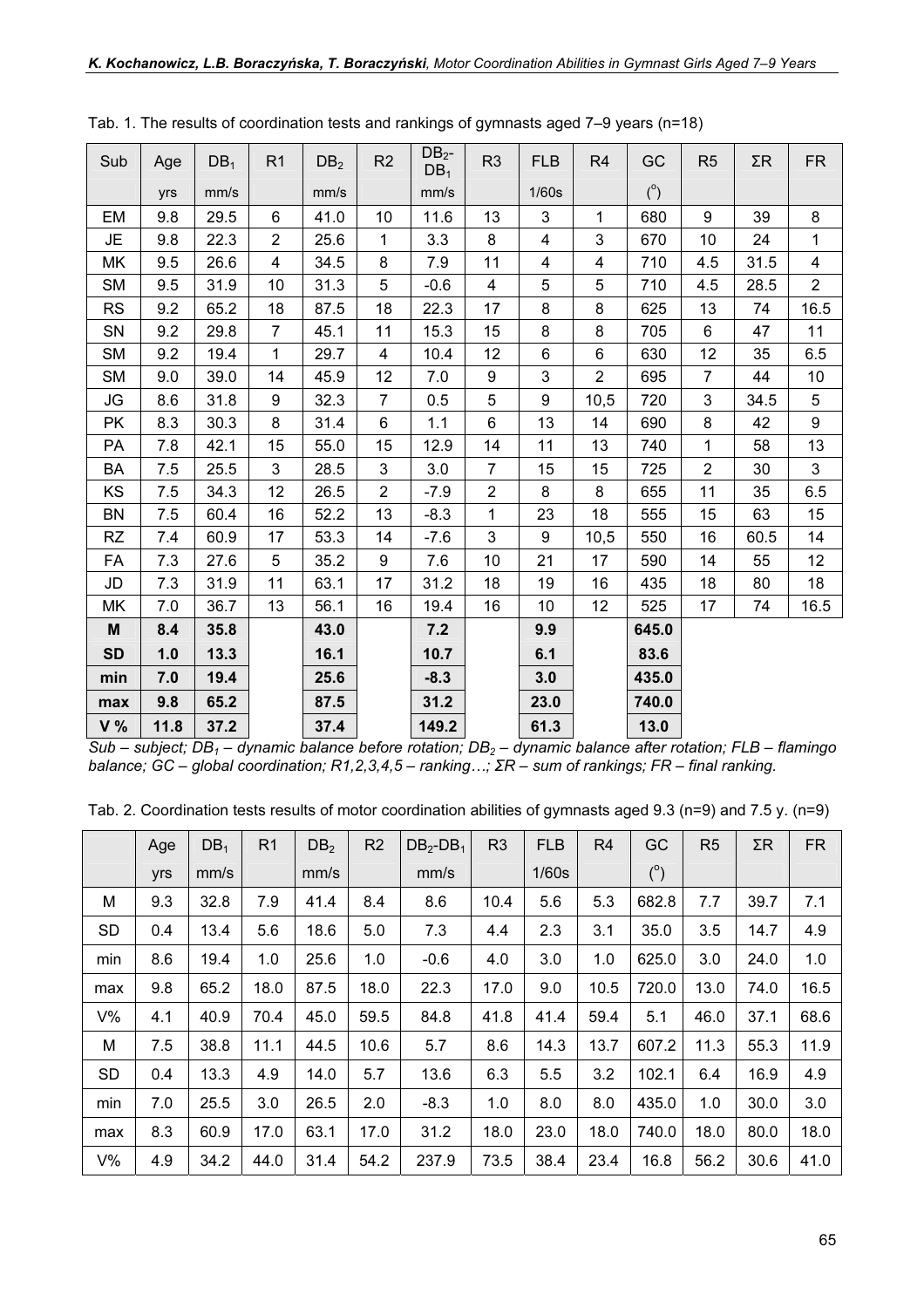Tab. 1. The results of coordination tests and rankings of gymnasts aged 7–9 years (n=18)

| Sub | Age | $DB_1$ | R1 | $DB_2$ | R2 | $DB_2$-$DB_1$ | R3 | FLB | R4 | GC | R5 | ΣR | FR |
|---|---|---|---|---|---|---|---|---|---|---|---|---|---|
| | yrs | mm/s | | mm/s | | mm/s | | 1/60s | | (°) | | | |
| EM | 9.8 | 29.5 | 6 | 41.0 | 10 | 11.6 | 13 | 3 | 1 | 680 | 9 | 39 | 8 |
| JE | 9.8 | 22.3 | 2 | 25.6 | 1 | 3.3 | 8 | 4 | 3 | 670 | 10 | 24 | 1 |
| MK | 9.5 | 26.6 | 4 | 34.5 | 8 | 7.9 | 11 | 4 | 4 | 710 | 4.5 | 31.5 | 4 |
| SM | 9.5 | 31.9 | 10 | 31.3 | 5 | -0.6 | 4 | 5 | 5 | 710 | 4.5 | 28.5 | 2 |
| RS | 9.2 | 65.2 | 18 | 87.5 | 18 | 22.3 | 17 | 8 | 8 | 625 | 13 | 74 | 16.5 |
| SN | 9.2 | 29.8 | 7 | 45.1 | 11 | 15.3 | 15 | 8 | 8 | 705 | 6 | 47 | 11 |
| SM | 9.2 | 19.4 | 1 | 29.7 | 4 | 10.4 | 12 | 6 | 6 | 630 | 12 | 35 | 6.5 |
| SM | 9.0 | 39.0 | 14 | 45.9 | 12 | 7.0 | 9 | 3 | 2 | 695 | 7 | 44 | 10 |
| JG | 8.6 | 31.8 | 9 | 32.3 | 7 | 0.5 | 5 | 9 | 10,5 | 720 | 3 | 34.5 | 5 |
| PK | 8.3 | 30.3 | 8 | 31.4 | 6 | 1.1 | 6 | 13 | 14 | 690 | 8 | 42 | 9 |
| PA | 7.8 | 42.1 | 15 | 55.0 | 15 | 12.9 | 14 | 11 | 13 | 740 | 1 | 58 | 13 |
| BA | 7.5 | 25.5 | 3 | 28.5 | 3 | 3.0 | 7 | 15 | 15 | 725 | 2 | 30 | 3 |
| KS | 7.5 | 34.3 | 12 | 26.5 | 2 | -7.9 | 2 | 8 | 8 | 655 | 11 | 35 | 6.5 |
| BN | 7.5 | 60.4 | 16 | 52.2 | 13 | -8.3 | 1 | 23 | 18 | 555 | 15 | 63 | 15 |
| RZ | 7.4 | 60.9 | 17 | 53.3 | 14 | -7.6 | 3 | 9 | 10,5 | 550 | 16 | 60.5 | 14 |
| FA | 7.3 | 27.6 | 5 | 35.2 | 9 | 7.6 | 10 | 21 | 17 | 590 | 14 | 55 | 12 |
| JD | 7.3 | 31.9 | 11 | 63.1 | 17 | 31.2 | 18 | 19 | 16 | 435 | 18 | 80 | 18 |
| MK | 7.0 | 36.7 | 13 | 56.1 | 16 | 19.4 | 16 | 10 | 12 | 525 | 17 | 74 | 16.5 |
| **M** | **8.4** | **35.8** | | **43.0** | | **7.2** | | **9.9** | | **645.0** | | | |
| **SD** | **1.0** | **13.3** | | **16.1** | | **10.7** | | **6.1** | | **83.6** | | | |
| **min** | **7.0** | **19.4** | | **25.6** | | **-8.3** | | **3.0** | | **435.0** | | | |
| **max** | **9.8** | **65.2** | | **87.5** | | **31.2** | | **23.0** | | **740.0** | | | |
| **V %** | **11.8** | **37.2** | | **37.4** | | **149.2** | | **61.3** | | **13.0** | | | |

*Sub – subject; $DB_1$ – dynamic balance before rotation; $DB_2$ – dynamic balance after rotation; FLB – flamingo balance; GC – global coordination; R1,2,3,4,5 – ranking…; ΣR – sum of rankings; FR – final ranking.*

Tab. 2. Coordination tests results of motor coordination abilities of gymnasts aged 9.3 (n=9) and 7.5 y. (n=9)

| | Age | $DB_1$ | R1 | $DB_2$ | R2 | $DB_2$-$DB_1$ | R3 | FLB | R4 | GC | R5 | ΣR | FR |
|---|---|---|---|---|---|---|---|---|---|---|---|---|---|
| | yrs | mm/s | | mm/s | | mm/s | | 1/60s | | (°) | | | |
| M | 9.3 | 32.8 | 7.9 | 41.4 | 8.4 | 8.6 | 10.4 | 5.6 | 5.3 | 682.8 | 7.7 | 39.7 | 7.1 |
| SD | 0.4 | 13.4 | 5.6 | 18.6 | 5.0 | 7.3 | 4.4 | 2.3 | 3.1 | 35.0 | 3.5 | 14.7 | 4.9 |
| min | 8.6 | 19.4 | 1.0 | 25.6 | 1.0 | -0.6 | 4.0 | 3.0 | 1.0 | 625.0 | 3.0 | 24.0 | 1.0 |
| max | 9.8 | 65.2 | 18.0 | 87.5 | 18.0 | 22.3 | 17.0 | 9.0 | 10.5 | 720.0 | 13.0 | 74.0 | 16.5 |
| V% | 4.1 | 40.9 | 70.4 | 45.0 | 59.5 | 84.8 | 41.8 | 41.4 | 59.4 | 5.1 | 46.0 | 37.1 | 68.6 |
| M | 7.5 | 38.8 | 11.1 | 44.5 | 10.6 | 5.7 | 8.6 | 14.3 | 13.7 | 607.2 | 11.3 | 55.3 | 11.9 |
| SD | 0.4 | 13.3 | 4.9 | 14.0 | 5.7 | 13.6 | 6.3 | 5.5 | 3.2 | 102.1 | 6.4 | 16.9 | 4.9 |
| min | 7.0 | 25.5 | 3.0 | 26.5 | 2.0 | -8.3 | 1.0 | 8.0 | 8.0 | 435.0 | 1.0 | 30.0 | 3.0 |
| max | 8.3 | 60.9 | 17.0 | 63.1 | 17.0 | 31.2 | 18.0 | 23.0 | 18.0 | 740.0 | 18.0 | 80.0 | 18.0 |
| V% | 4.9 | 34.2 | 44.0 | 31.4 | 54.2 | 237.9 | 73.5 | 38.4 | 23.4 | 16.8 | 56.2 | 30.6 | 41.0 |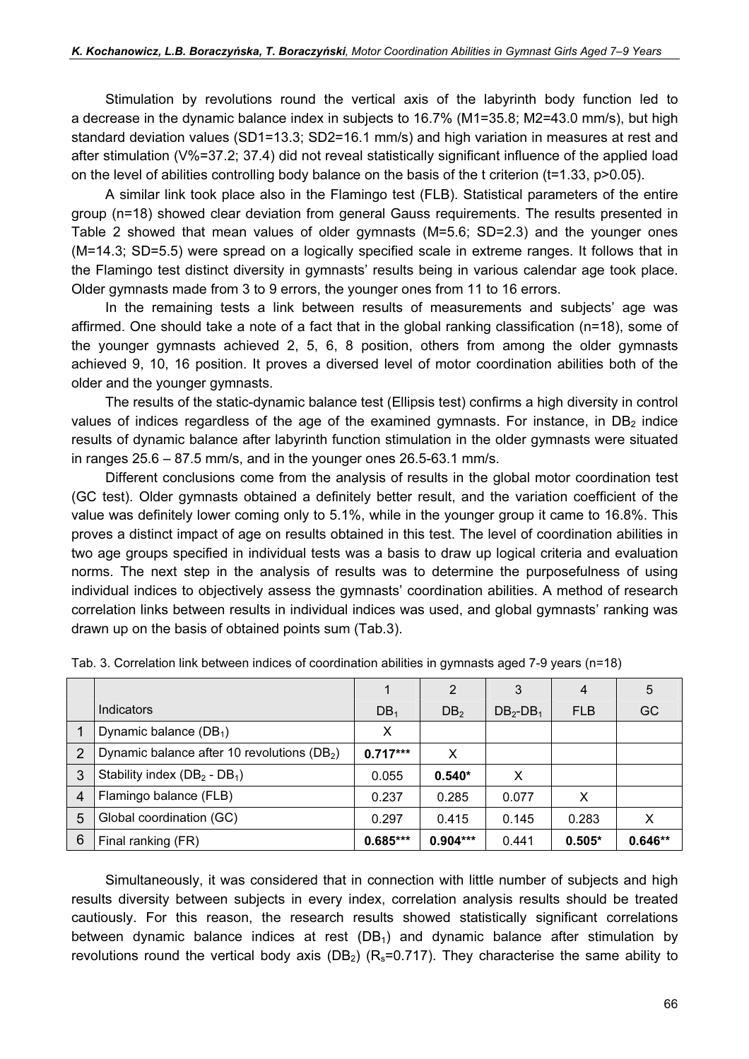Stimulation by revolutions round the vertical axis of the labyrinth body function led to a decrease in the dynamic balance index in subjects to 16.7% (M1=35.8; M2=43.0 mm/s), but high standard deviation values (SD1=13.3; SD2=16.1 mm/s) and high variation in measures at rest and after stimulation (V%=37.2; 37.4) did not reveal statistically significant influence of the applied load on the level of abilities controlling body balance on the basis of the t criterion (t=1.33, p>0.05).

A similar link took place also in the Flamingo test (FLB). Statistical parameters of the entire group (n=18) showed clear deviation from general Gauss requirements. The results presented in Table 2 showed that mean values of older gymnasts (M=5.6; SD=2.3) and the younger ones (M=14.3; SD=5.5) were spread on a logically specified scale in extreme ranges. It follows that in the Flamingo test distinct diversity in gymnasts' results being in various calendar age took place. Older gymnasts made from 3 to 9 errors, the younger ones from 11 to 16 errors.

In the remaining tests a link between results of measurements and subjects' age was affirmed. One should take a note of a fact that in the global ranking classification (n=18), some of the younger gymnasts achieved 2, 5, 6, 8 position, others from among the older gymnasts achieved 9, 10, 16 position. It proves a diversed level of motor coordination abilities both of the older and the younger gymnasts.

The results of the static-dynamic balance test (Ellipsis test) confirms a high diversity in control values of indices regardless of the age of the examined gymnasts. For instance, in $DB_2$ indice results of dynamic balance after labyrinth function stimulation in the older gymnasts were situated in ranges 25.6 – 87.5 mm/s, and in the younger ones 26.5-63.1 mm/s.

Different conclusions come from the analysis of results in the global motor coordination test (GC test). Older gymnasts obtained a definitely better result, and the variation coefficient of the value was definitely lower coming only to 5.1%, while in the younger group it came to 16.8%. This proves a distinct impact of age on results obtained in this test. The level of coordination abilities in two age groups specified in individual tests was a basis to draw up logical criteria and evaluation norms. The next step in the analysis of results was to determine the purposefulness of using individual indices to objectively assess the gymnasts' coordination abilities. A method of research correlation links between results in individual indices was used, and global gymnasts' ranking was drawn up on the basis of obtained points sum (Tab.3).

Tab. 3. Correlation link between indices of coordination abilities in gymnasts aged 7-9 years (n=18)

| | Indicators | 1<br>$DB_1$ | 2<br>$DB_2$ | 3<br>$DB_2$-$DB_1$ | 4<br>FLB | 5<br>GC |
|---|---|---|---|---|---|---|
| 1 | Dynamic balance ($DB_1$) | X | | | | |
| 2 | Dynamic balance after 10 revolutions ($DB_2$) | **0.717*** ** | X | | | |
| 3 | Stability index ($DB_2$ - $DB_1$) | 0.055 | **0.540*** | X | | |
| 4 | Flamingo balance (FLB) | 0.237 | 0.285 | 0.077 | X | |
| 5 | Global coordination (GC) | 0.297 | 0.415 | 0.145 | 0.283 | X |
| 6 | Final ranking (FR) | **0.685*** ** | **0.904*** ** | 0.441 | **0.505*** | **0.646** ** |

Simultaneously, it was considered that in connection with little number of subjects and high results diversity between subjects in every index, correlation analysis results should be treated cautiously. For this reason, the research results showed statistically significant correlations between dynamic balance indices at rest ($DB_1$) and dynamic balance after stimulation by revolutions round the vertical body axis ($DB_2$) ($R_s$=0.717). They characterise the same ability to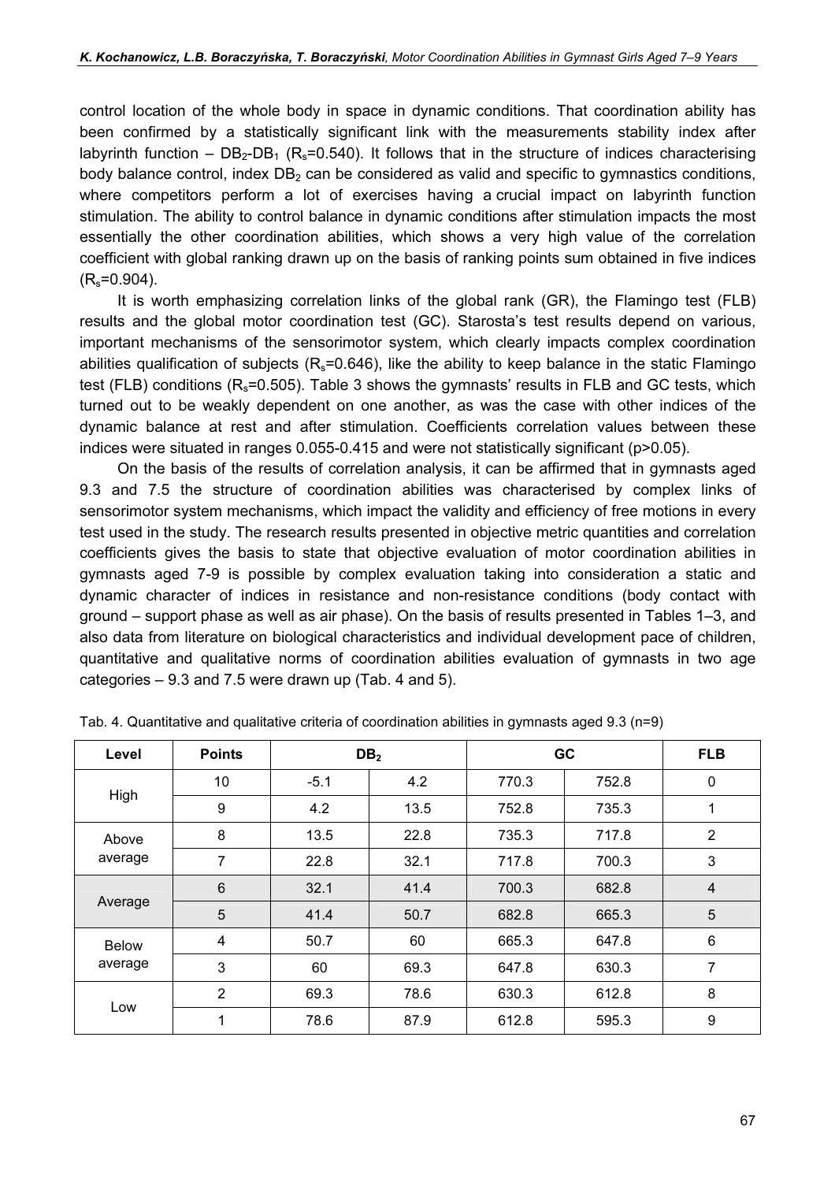control location of the whole body in space in dynamic conditions. That coordination ability has been confirmed by a statistically significant link with the measurements stability index after labyrinth function – $DB_2$-$DB_1$ ($R_s$=0.540). It follows that in the structure of indices characterising body balance control, index $DB_2$ can be considered as valid and specific to gymnastics conditions, where competitors perform a lot of exercises having a crucial impact on labyrinth function stimulation. The ability to control balance in dynamic conditions after stimulation impacts the most essentially the other coordination abilities, which shows a very high value of the correlation coefficient with global ranking drawn up on the basis of ranking points sum obtained in five indices ($R_s$=0.904).

It is worth emphasizing correlation links of the global rank (GR), the Flamingo test (FLB) results and the global motor coordination test (GC). Starosta's test results depend on various, important mechanisms of the sensorimotor system, which clearly impacts complex coordination abilities qualification of subjects ($R_s$=0.646), like the ability to keep balance in the static Flamingo test (FLB) conditions ($R_s$=0.505). Table 3 shows the gymnasts' results in FLB and GC tests, which turned out to be weakly dependent on one another, as was the case with other indices of the dynamic balance at rest and after stimulation. Coefficients correlation values between these indices were situated in ranges 0.055-0.415 and were not statistically significant ($p$>0.05).

On the basis of the results of correlation analysis, it can be affirmed that in gymnasts aged 9.3 and 7.5 the structure of coordination abilities was characterised by complex links of sensorimotor system mechanisms, which impact the validity and efficiency of free motions in every test used in the study. The research results presented in objective metric quantities and correlation coefficients gives the basis to state that objective evaluation of motor coordination abilities in gymnasts aged 7-9 is possible by complex evaluation taking into consideration a static and dynamic character of indices in resistance and non-resistance conditions (body contact with ground – support phase as well as air phase). On the basis of results presented in Tables 1–3, and also data from literature on biological characteristics and individual development pace of children, quantitative and qualitative norms of coordination abilities evaluation of gymnasts in two age categories – 9.3 and 7.5 were drawn up (Tab. 4 and 5).

Tab. 4. Quantitative and qualitative criteria of coordination abilities in gymnasts aged 9.3 (n=9)

| Level | Points | $DB_2$ | | GC | | FLB |
|---|---|---|---|---|---|---|
| High | 10 | -5.1 | 4.2 | 770.3 | 752.8 | 0 |
| | 9 | 4.2 | 13.5 | 752.8 | 735.3 | 1 |
| Above average | 8 | 13.5 | 22.8 | 735.3 | 717.8 | 2 |
| | 7 | 22.8 | 32.1 | 717.8 | 700.3 | 3 |
| Average | 6 | 32.1 | 41.4 | 700.3 | 682.8 | 4 |
| | 5 | 41.4 | 50.7 | 682.8 | 665.3 | 5 |
| Below average | 4 | 50.7 | 60 | 665.3 | 647.8 | 6 |
| | 3 | 60 | 69.3 | 647.8 | 630.3 | 7 |
| Low | 2 | 69.3 | 78.6 | 630.3 | 612.8 | 8 |
| | 1 | 78.6 | 87.9 | 612.8 | 595.3 | 9 |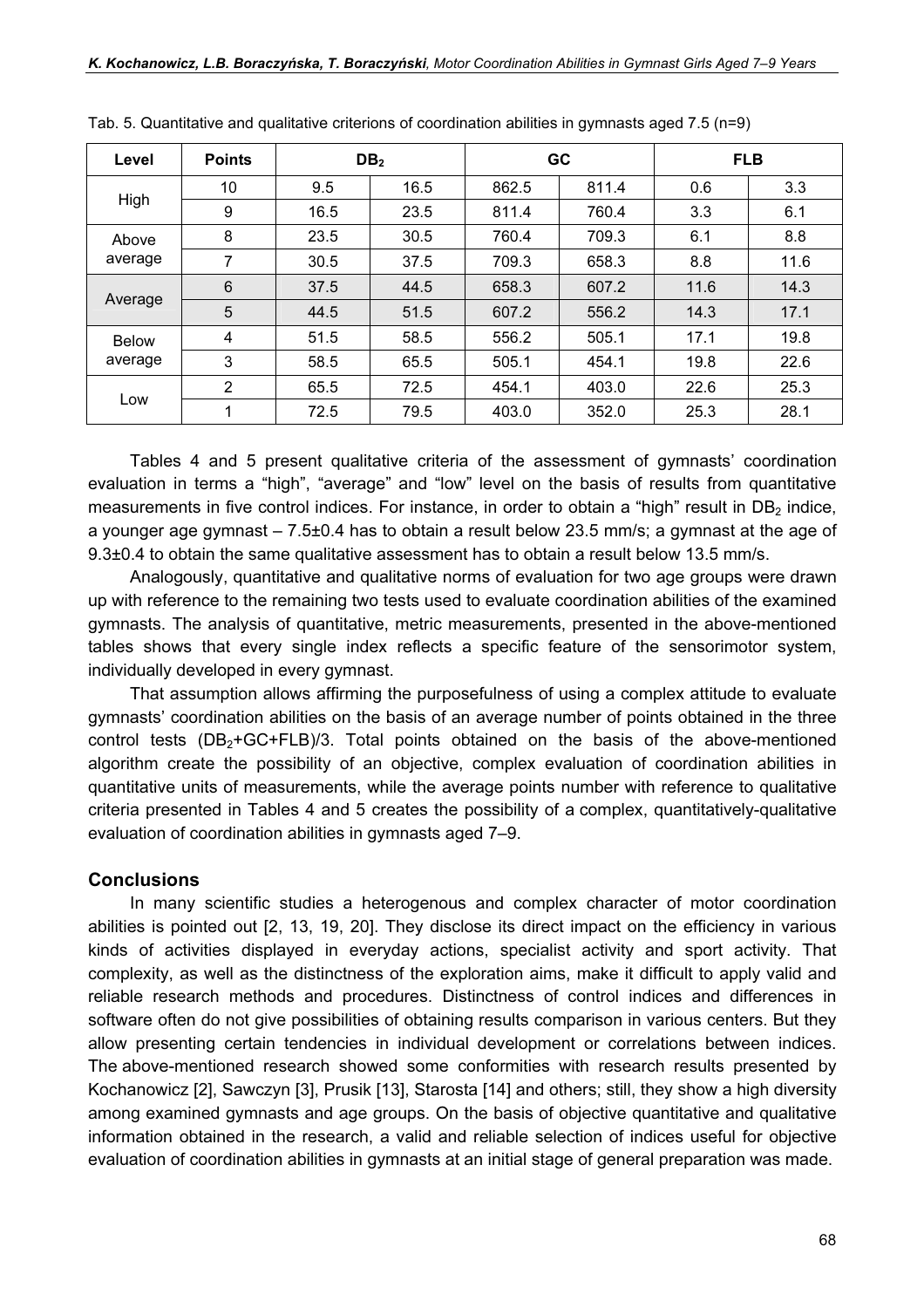Tab. 5. Quantitative and qualitative criterions of coordination abilities in gymnasts aged 7.5 (n=9)

| Level | Points | $DB_2$ | | GC | | FLB | |
|---|---|---|---|---|---|---|---|
| High | 10 | 9.5 | 16.5 | 862.5 | 811.4 | 0.6 | 3.3 |
| | 9 | 16.5 | 23.5 | 811.4 | 760.4 | 3.3 | 6.1 |
| Above average | 8 | 23.5 | 30.5 | 760.4 | 709.3 | 6.1 | 8.8 |
| | 7 | 30.5 | 37.5 | 709.3 | 658.3 | 8.8 | 11.6 |
| Average | 6 | 37.5 | 44.5 | 658.3 | 607.2 | 11.6 | 14.3 |
| | 5 | 44.5 | 51.5 | 607.2 | 556.2 | 14.3 | 17.1 |
| Below average | 4 | 51.5 | 58.5 | 556.2 | 505.1 | 17.1 | 19.8 |
| | 3 | 58.5 | 65.5 | 505.1 | 454.1 | 19.8 | 22.6 |
| Low | 2 | 65.5 | 72.5 | 454.1 | 403.0 | 22.6 | 25.3 |
| | 1 | 72.5 | 79.5 | 403.0 | 352.0 | 25.3 | 28.1 |

Tables 4 and 5 present qualitative criteria of the assessment of gymnasts' coordination evaluation in terms a "high", "average" and "low" level on the basis of results from quantitative measurements in five control indices. For instance, in order to obtain a "high" result in $DB_2$ indice, a younger age gymnast – 7.5±0.4 has to obtain a result below 23.5 mm/s; a gymnast at the age of 9.3±0.4 to obtain the same qualitative assessment has to obtain a result below 13.5 mm/s.

Analogously, quantitative and qualitative norms of evaluation for two age groups were drawn up with reference to the remaining two tests used to evaluate coordination abilities of the examined gymnasts. The analysis of quantitative, metric measurements, presented in the above-mentioned tables shows that every single index reflects a specific feature of the sensorimotor system, individually developed in every gymnast.

That assumption allows affirming the purposefulness of using a complex attitude to evaluate gymnasts' coordination abilities on the basis of an average number of points obtained in the three control tests $(DB_2+GC+FLB)/3$. Total points obtained on the basis of the above-mentioned algorithm create the possibility of an objective, complex evaluation of coordination abilities in quantitative units of measurements, while the average points number with reference to qualitative criteria presented in Tables 4 and 5 creates the possibility of a complex, quantitatively-qualitative evaluation of coordination abilities in gymnasts aged 7–9.

## Conclusions

In many scientific studies a heterogenous and complex character of motor coordination abilities is pointed out [2, 13, 19, 20]. They disclose its direct impact on the efficiency in various kinds of activities displayed in everyday actions, specialist activity and sport activity. That complexity, as well as the distinctness of the exploration aims, make it difficult to apply valid and reliable research methods and procedures. Distinctness of control indices and differences in software often do not give possibilities of obtaining results comparison in various centers. But they allow presenting certain tendencies in individual development or correlations between indices. The above-mentioned research showed some conformities with research results presented by Kochanowicz [2], Sawczyn [3], Prusik [13], Starosta [14] and others; still, they show a high diversity among examined gymnasts and age groups. On the basis of objective quantitative and qualitative information obtained in the research, a valid and reliable selection of indices useful for objective evaluation of coordination abilities in gymnasts at an initial stage of general preparation was made.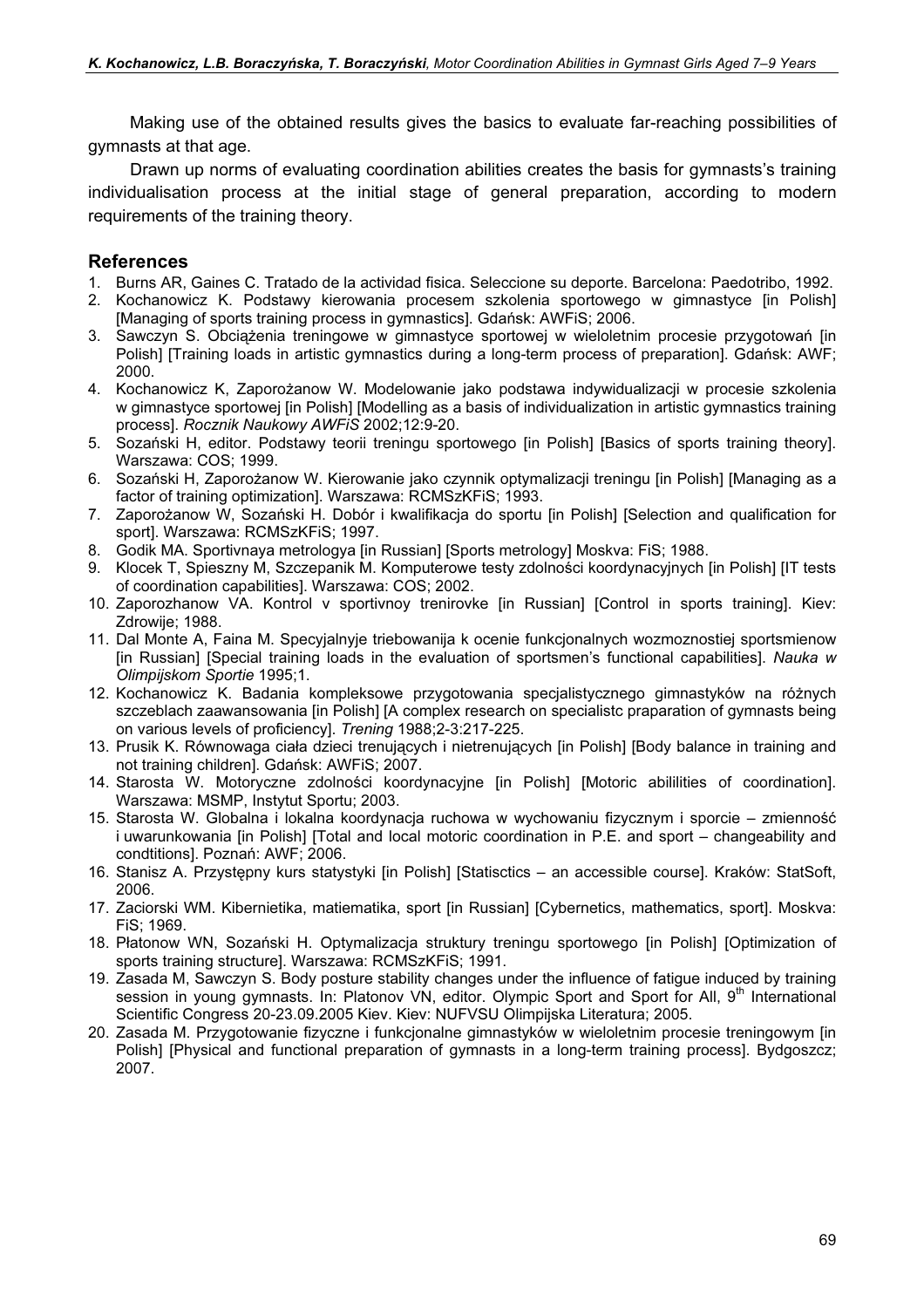Making use of the obtained results gives the basics to evaluate far-reaching possibilities of gymnasts at that age.

Drawn up norms of evaluating coordination abilities creates the basis for gymnasts's training individualisation process at the initial stage of general preparation, according to modern requirements of the training theory.

## References

1. Burns AR, Gaines C. Tratado de la actividad fisica. Seleccione su deporte. Barcelona: Paedotribo, 1992.
2. Kochanowicz K. Podstawy kierowania procesem szkolenia sportowego w gimnastyce [in Polish] [Managing of sports training process in gymnastics]. Gdańsk: AWFiS; 2006.
3. Sawczyn S. Obciążenia treningowe w gimnastyce sportowej w wieloletnim procesie przygotowań [in Polish] [Training loads in artistic gymnastics during a long-term process of preparation]. Gdańsk: AWF; 2000.
4. Kochanowicz K, Zaporożanow W. Modelowanie jako podstawa indywidualizacji w procesie szkolenia w gimnastyce sportowej [in Polish] [Modelling as a basis of individualization in artistic gymnastics training process]. *Rocznik Naukowy AWFiS* 2002;12:9-20.
5. Sozański H, editor. Podstawy teorii treningu sportowego [in Polish] [Basics of sports training theory]. Warszawa: COS; 1999.
6. Sozański H, Zaporożanow W. Kierowanie jako czynnik optymalizacji treningu [in Polish] [Managing as a factor of training optimization]. Warszawa: RCMSzKFiS; 1993.
7. Zaporożanow W, Sozański H. Dobór i kwalifikacja do sportu [in Polish] [Selection and qualification for sport]. Warszawa: RCMSzKFiS; 1997.
8. Godik MA. Sportivnaya metrologya [in Russian] [Sports metrology] Moskva: FiS; 1988.
9. Klocek T, Spieszny M, Szczepanik M. Komputerowe testy zdolności koordynacyjnych [in Polish] [IT tests of coordination capabilities]. Warszawa: COS; 2002.
10. Zaporozhanow VA. Kontrol v sportivnoy trenirovke [in Russian] [Control in sports training]. Kiev: Zdrowije; 1988.
11. Dal Monte A, Faina M. Specyjalnyje triebowanija k ocenie funkcjonalnych wozmoznostiej sportsmienow [in Russian] [Special training loads in the evaluation of sportsmen's functional capabilities]. *Nauka w Olimpijskom Sportie* 1995;1.
12. Kochanowicz K. Badania kompleksowe przygotowania specjalistycznego gimnastyków na różnych szczeblach zaawansowania [in Polish] [A complex research on specialistc praparation of gymnasts being on various levels of proficiency]. *Trening* 1988;2-3:217-225.
13. Prusik K. Równowaga ciała dzieci trenujących i nietrenujących [in Polish] [Body balance in training and not training children]. Gdańsk: AWFiS; 2007.
14. Starosta W. Motoryczne zdolności koordynacyjne [in Polish] [Motoric abililities of coordination]. Warszawa: MSMP, Instytut Sportu; 2003.
15. Starosta W. Globalna i lokalna koordynacja ruchowa w wychowaniu fizycznym i sporcie – zmienność i uwarunkowania [in Polish] [Total and local motoric coordination in P.E. and sport – changeability and condtitions]. Poznań: AWF; 2006.
16. Stanisz A. Przystępny kurs statystyki [in Polish] [Statisctics – an accessible course]. Kraków: StatSoft, 2006.
17. Zaciorski WM. Kibernietika, matiematika, sport [in Russian] [Cybernetics, mathematics, sport]. Moskva: FiS; 1969.
18. Płatonow WN, Sozański H. Optymalizacja struktury treningu sportowego [in Polish] [Optimization of sports training structure]. Warszawa: RCMSzKFiS; 1991.
19. Zasada M, Sawczyn S. Body posture stability changes under the influence of fatigue induced by training session in young gymnasts. In: Platonov VN, editor. Olympic Sport and Sport for All, 9th International Scientific Congress 20-23.09.2005 Kiev. Kiev: NUFVSU Olimpijska Literatura; 2005.
20. Zasada M. Przygotowanie fizyczne i funkcjonalne gimnastyków w wieloletnim procesie treningowym [in Polish] [Physical and functional preparation of gymnasts in a long-term training process]. Bydgoszcz; 2007.